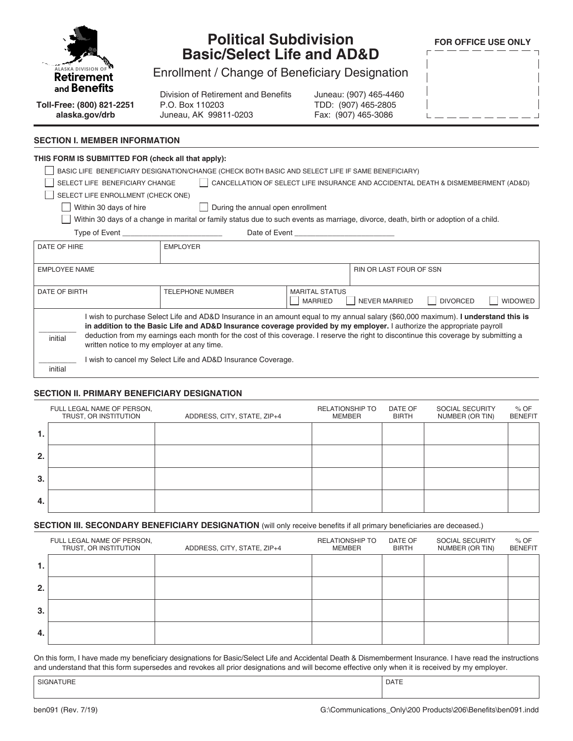ALASKA DIVISION OF **Retirement and Benefits**

**Toll-Free: (800) 821-2251**
**alaska.gov/drb**

# Political Subdivision Basic/Select Life and AD&D

## Enrollment / Change of Beneficiary Designation

Division of Retirement and Benefits
P.O. Box 110203
Juneau, AK 99811-0203

Juneau: (907) 465-4460
TDD: (907) 465-2805
Fax: (907) 465-3086

**FOR OFFICE USE ONLY**

### SECTION I. MEMBER INFORMATION

**THIS FORM IS SUBMITTED FOR (check all that apply):**

- ☐ BASIC LIFE BENEFICIARY DESIGNATION/CHANGE (CHECK BOTH BASIC AND SELECT LIFE IF SAME BENEFICIARY)
- ☐ SELECT LIFE BENEFICIARY CHANGE
- ☐ CANCELLATION OF SELECT LIFE INSURANCE AND ACCIDENTAL DEATH & DISMEMBERMENT (AD&D)
- ☐ SELECT LIFE ENROLLMENT (CHECK ONE)
  - ☐ Within 30 days of hire
  - ☐ During the annual open enrollment
  - ☐ Within 30 days of a change in marital or family status due to such events as marriage, divorce, death, birth or adoption of a child.

Type of Event ________________________ Date of Event ________________________

| DATE OF HIRE | EMPLOYER | | |
|---|---|---|---|
| EMPLOYEE NAME | | | RIN OR LAST FOUR OF SSN |
| DATE OF BIRTH | TELEPHONE NUMBER | MARITAL STATUS ☐ MARRIED ☐ NEVER MARRIED ☐ DIVORCED ☐ WIDOWED | |

_________ initial — I wish to purchase Select Life and AD&D Insurance in an amount equal to my annual salary ($60,000 maximum). **I understand this is in addition to the Basic Life and AD&D Insurance coverage provided by my employer.** I authorize the appropriate payroll deduction from my earnings each month for the cost of this coverage. I reserve the right to discontinue this coverage by submitting a written notice to my employer at any time.

_________ initial — I wish to cancel my Select Life and AD&D Insurance Coverage.

### SECTION II. PRIMARY BENEFICIARY DESIGNATION

| | FULL LEGAL NAME OF PERSON, TRUST, OR INSTITUTION | ADDRESS, CITY, STATE, ZIP+4 | RELATIONSHIP TO MEMBER | DATE OF BIRTH | SOCIAL SECURITY NUMBER (OR TIN) | % OF BENEFIT |
|---|---|---|---|---|---|---|
| 1. | | | | | | |
| 2. | | | | | | |
| 3. | | | | | | |
| 4. | | | | | | |

### SECTION III. SECONDARY BENEFICIARY DESIGNATION (will only receive benefits if all primary beneficiaries are deceased.)

| | FULL LEGAL NAME OF PERSON, TRUST, OR INSTITUTION | ADDRESS, CITY, STATE, ZIP+4 | RELATIONSHIP TO MEMBER | DATE OF BIRTH | SOCIAL SECURITY NUMBER (OR TIN) | % OF BENEFIT |
|---|---|---|---|---|---|---|
| 1. | | | | | | |
| 2. | | | | | | |
| 3. | | | | | | |
| 4. | | | | | | |

On this form, I have made my beneficiary designations for Basic/Select Life and Accidental Death & Dismemberment Insurance. I have read the instructions and understand that this form supersedes and revokes all prior designations and will become effective only when it is received by my employer.

| SIGNATURE | DATE |
|---|---|
| | |

ben091 (Rev. 7/19)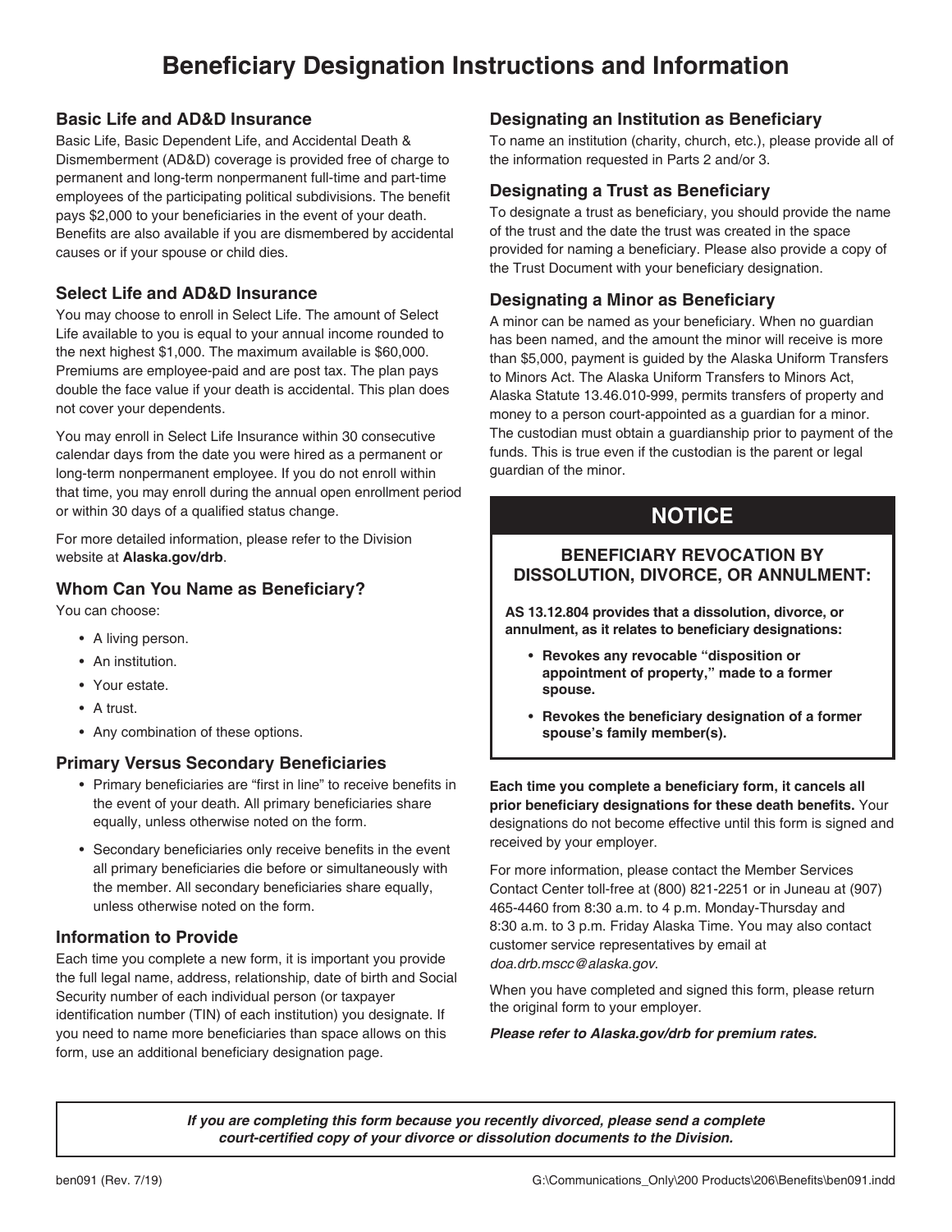# Beneficiary Designation Instructions and Information

### Basic Life and AD&D Insurance

Basic Life, Basic Dependent Life, and Accidental Death & Dismemberment (AD&D) coverage is provided free of charge to permanent and long-term nonpermanent full-time and part-time employees of the participating political subdivisions. The benefit pays $2,000 to your beneficiaries in the event of your death. Benefits are also available if you are dismembered by accidental causes or if your spouse or child dies.

### Select Life and AD&D Insurance

You may choose to enroll in Select Life. The amount of Select Life available to you is equal to your annual income rounded to the next highest $1,000. The maximum available is $60,000. Premiums are employee-paid and are post tax. The plan pays double the face value if your death is accidental. This plan does not cover your dependents.

You may enroll in Select Life Insurance within 30 consecutive calendar days from the date you were hired as a permanent or long-term nonpermanent employee. If you do not enroll within that time, you may enroll during the annual open enrollment period or within 30 days of a qualified status change.

For more detailed information, please refer to the Division website at **Alaska.gov/drb**.

### Whom Can You Name as Beneficiary?

You can choose:

- A living person.
- An institution.
- Your estate.
- A trust.
- Any combination of these options.

### Primary Versus Secondary Beneficiaries

- Primary beneficiaries are "first in line" to receive benefits in the event of your death. All primary beneficiaries share equally, unless otherwise noted on the form.
- Secondary beneficiaries only receive benefits in the event all primary beneficiaries die before or simultaneously with the member. All secondary beneficiaries share equally, unless otherwise noted on the form.

### Information to Provide

Each time you complete a new form, it is important you provide the full legal name, address, relationship, date of birth and Social Security number of each individual person (or taxpayer identification number (TIN) of each institution) you designate. If you need to name more beneficiaries than space allows on this form, use an additional beneficiary designation page.

### Designating an Institution as Beneficiary

To name an institution (charity, church, etc.), please provide all of the information requested in Parts 2 and/or 3.

### Designating a Trust as Beneficiary

To designate a trust as beneficiary, you should provide the name of the trust and the date the trust was created in the space provided for naming a beneficiary. Please also provide a copy of the Trust Document with your beneficiary designation.

### Designating a Minor as Beneficiary

A minor can be named as your beneficiary. When no guardian has been named, and the amount the minor will receive is more than $5,000, payment is guided by the Alaska Uniform Transfers to Minors Act. The Alaska Uniform Transfers to Minors Act, Alaska Statute 13.46.010-999, permits transfers of property and money to a person court-appointed as a guardian for a minor. The custodian must obtain a guardianship prior to payment of the funds. This is true even if the custodian is the parent or legal guardian of the minor.

## NOTICE

### BENEFICIARY REVOCATION BY DISSOLUTION, DIVORCE, OR ANNULMENT:

**AS 13.12.804 provides that a dissolution, divorce, or annulment, as it relates to beneficiary designations:**

- **Revokes any revocable "disposition or appointment of property," made to a former spouse.**
- **Revokes the beneficiary designation of a former spouse's family member(s).**

**Each time you complete a beneficiary form, it cancels all prior beneficiary designations for these death benefits.** Your designations do not become effective until this form is signed and received by your employer.

For more information, please contact the Member Services Contact Center toll-free at (800) 821-2251 or in Juneau at (907) 465-4460 from 8:30 a.m. to 4 p.m. Monday-Thursday and 8:30 a.m. to 3 p.m. Friday Alaska Time. You may also contact customer service representatives by email at *doa.drb.mscc@alaska.gov*.

When you have completed and signed this form, please return the original form to your employer.

***Please refer to Alaska.gov/drb for premium rates.***

***If you are completing this form because you recently divorced, please send a complete court-certified copy of your divorce or dissolution documents to the Division.***

ben091 (Rev. 7/19) G:\Communications_Only\200 Products\206\Benefits\ben091.indd